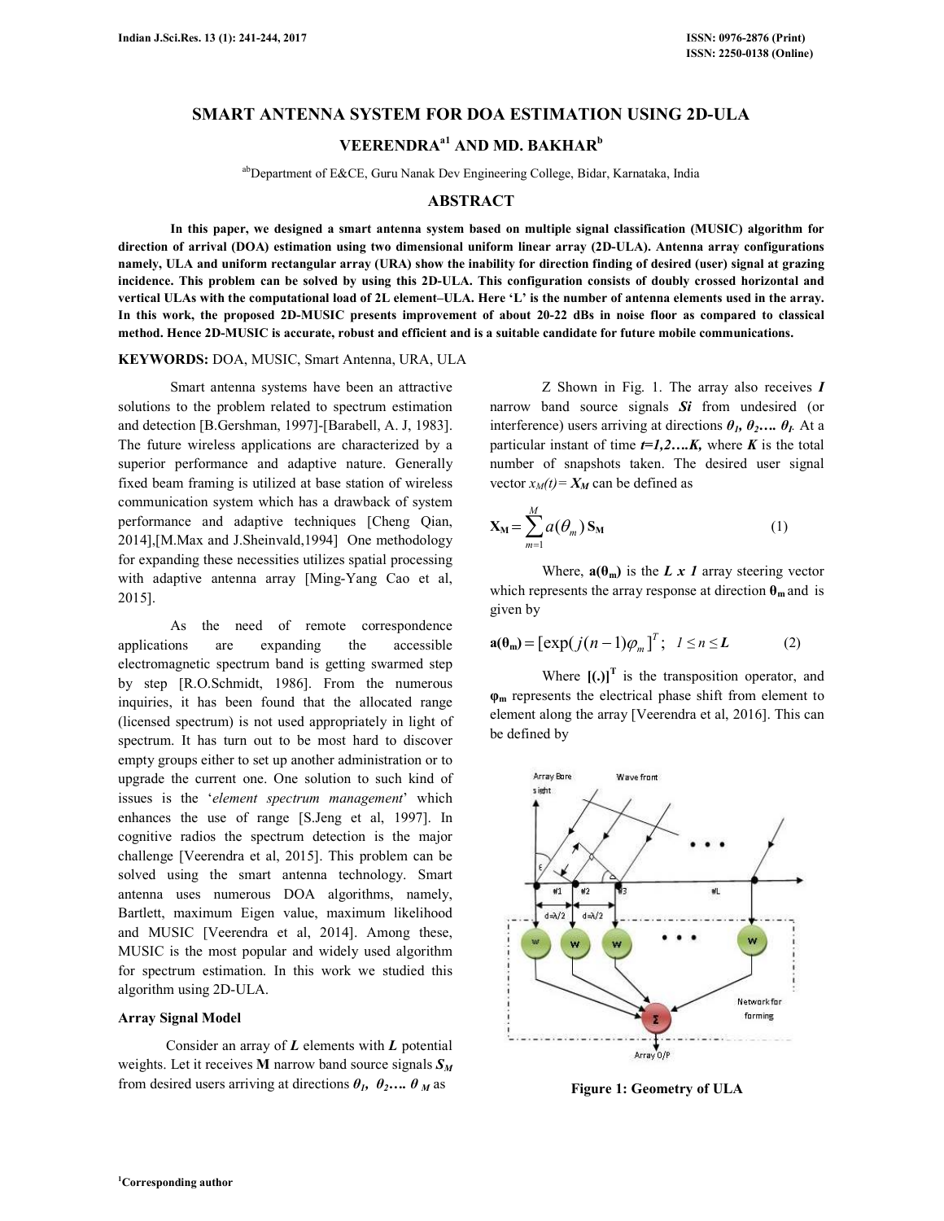# SMART ANTENNA SYSTEM FOR DOA ESTIMATION USING 2D-ULA

**VEERENDRA[a1] AND MD. BAKHAR[b]**

[ab]Department of E&CE, Guru Nanak Dev Engineering College, Bidar, Karnataka, India

## ABSTRACT

**In this paper, we designed a smart antenna system based on multiple signal classification (MUSIC) algorithm for direction of arrival (DOA) estimation using two dimensional uniform linear array (2D-ULA). Antenna array configurations namely, ULA and uniform rectangular array (URA) show the inability for direction finding of desired (user) signal at grazing incidence. This problem can be solved by using this 2D-ULA. This configuration consists of doubly crossed horizontal and vertical ULAs with the computational load of 2L element–ULA. Here 'L' is the number of antenna elements used in the array. In this work, the proposed 2D-MUSIC presents improvement of about 20-22 dBs in noise floor as compared to classical method. Hence 2D-MUSIC is accurate, robust and efficient and is a suitable candidate for future mobile communications.**

**KEYWORDS:** DOA, MUSIC, Smart Antenna, URA, ULA

Smart antenna systems have been an attractive solutions to the problem related to spectrum estimation and detection [B.Gershman, 1997]-[Barabell, A. J, 1983]. The future wireless applications are characterized by a superior performance and adaptive nature. Generally fixed beam framing is utilized at base station of wireless communication system which has a drawback of system performance and adaptive techniques [Cheng Qian, 2014],[M.Max and J.Sheinvald,1994] One methodology for expanding these necessities utilizes spatial processing with adaptive antenna array [Ming-Yang Cao et al, 2015].

As the need of remote correspondence applications are expanding the accessible electromagnetic spectrum band is getting swarmed step by step [R.O.Schmidt, 1986]. From the numerous inquiries, it has been found that the allocated range (licensed spectrum) is not used appropriately in light of spectrum. It has turn out to be most hard to discover empty groups either to set up another administration or to upgrade the current one. One solution to such kind of issues is the '*element spectrum management*' which enhances the use of range [S.Jeng et al, 1997]. In cognitive radios the spectrum detection is the major challenge [Veerendra et al, 2015]. This problem can be solved using the smart antenna technology. Smart antenna uses numerous DOA algorithms, namely, Bartlett, maximum Eigen value, maximum likelihood and MUSIC [Veerendra et al, 2014]. Among these, MUSIC is the most popular and widely used algorithm for spectrum estimation. In this work we studied this algorithm using 2D-ULA.

### Array Signal Model

Consider an array of $L$ elements with $L$ potential weights. Let it receives **M** narrow band source signals $S_M$ from desired users arriving at directions $\theta_1, \theta_2 \ldots \theta_M$ as Z Shown in Fig. 1. The array also receives $I$ narrow band source signals $S_i$ from undesired (or interference) users arriving at directions $\theta_1, \theta_2 \ldots \theta_I$. At a particular instant of time $t=1,2\ldots K$, where $K$ is the total number of snapshots taken. The desired user signal vector $x_M(t) = X_M$ can be defined as

$$\mathbf{X_M} = \sum_{m=1}^{M} a(\theta_m)\,\mathbf{S_M} \tag{1}$$

Where, $\mathbf{a(\theta_m)}$ is the $L \times 1$ array steering vector which represents the array response at direction $\theta_m$ and is given by

$$\mathbf{a(\theta_m)} = [\exp(j(n-1)\varphi_m]^T; \quad 1 \le n \le L \tag{2}$$

Where $[(.)]^T$ is the transposition operator, and $\varphi_m$ represents the electrical phase shift from element to element along the array [Veerendra et al, 2016]. This can be defined by

**Figure 1: Geometry of ULA**

[1]Corresponding author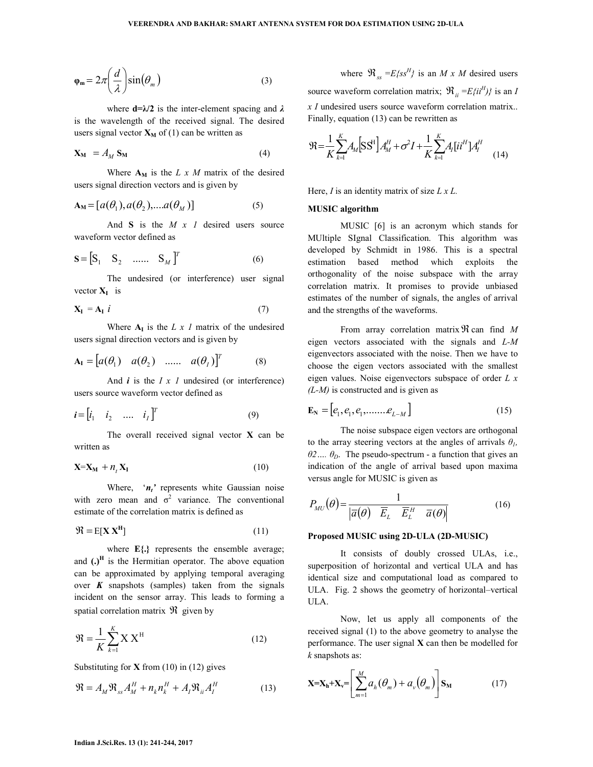$$\boldsymbol{\varphi}_{\mathbf{m}} = 2\pi\left(\frac{d}{\lambda}\right)\sin(\theta_m) \tag{3}$$

where **d=λ/2** is the inter-element spacing and *λ* is the wavelength of the received signal. The desired users signal vector $\mathbf{X_M}$ of (1) can be written as

$$\mathbf{X_M} = A_M\ \mathbf{S_M} \tag{4}$$

Where $\mathbf{A_M}$ is the *L x M* matrix of the desired users signal direction vectors and is given by

$$\mathbf{A_M} = [a(\theta_1), a(\theta_2), \ldots. a(\theta_M)] \tag{5}$$

And **S** is the *M x 1* desired users source waveform vector defined as

$$\mathbf{S} = \begin{bmatrix} S_1 & S_2 & \ldots\ldots & S_M \end{bmatrix}^T \tag{6}$$

The undesired (or interference) user signal vector $\mathbf{X_I}$ is

$$\mathbf{X_I} = \mathbf{A_I}\ i \tag{7}$$

Where $\mathbf{A_I}$ is the *L x I* matrix of the undesired users signal direction vectors and is given by

$$\mathbf{A_I} = \begin{bmatrix} a(\theta_1) & a(\theta_2) & \ldots\ldots & a(\theta_I) \end{bmatrix}^T \tag{8}$$

And ***i*** is the *I x 1* undesired (or interference) users source waveform vector defined as

$$\boldsymbol{i} = \begin{bmatrix} i_1 & i_2 & \ldots. & i_I \end{bmatrix}^T \tag{9}$$

The overall received signal vector **X** can be written as

$$\mathbf{X} = \mathbf{X_M} + n_t\,\mathbf{X_I} \tag{10}$$

Where, '$\boldsymbol{n_t}$' represents white Gaussian noise with zero mean and $\sigma^2$ variance. The conventional estimate of the correlation matrix is defined as

$$\Re = E[\mathbf{X}\,\mathbf{X^H}] \tag{11}$$

where **E{.}** represents the ensemble average; and $\mathbf{(.)^H}$ is the Hermitian operator. The above equation can be approximated by applying temporal averaging over ***K*** snapshots (samples) taken from the signals incident on the sensor array. This leads to forming a spatial correlation matrix $\Re$ given by

$$\Re = \frac{1}{K}\sum_{k=1}^{K} \mathrm{X}\,\mathrm{X}^{\mathrm{H}} \tag{12}$$

Substituting for **X** from (10) in (12) gives

$$\Re = A_M \Re_{ss} A_M^H + n_k n_k^H + A_I \Re_{ii} A_I^H \tag{13}$$

where $\Re_{ss} = E\{ss^H\}$ is an *M x M* desired users source waveform correlation matrix; $\Re_{ii} = E\{ii^H)\}$ is an *I x I* undesired users source waveform correlation matrix.. Finally, equation (13) can be rewritten as

$$\Re = \frac{1}{K}\sum_{k=1}^{K} A_M\left[\mathrm{SS}^{\mathrm{H}}\right] A_M^H + \sigma^2 I + \frac{1}{K}\sum_{k=1}^{K} A_I [ii^H] A_I^H \tag{14}$$

Here, *I* is an identity matrix of size *L x L.*

**MUSIC algorithm**

MUSIC [6] is an acronym which stands for MUltiple SIgnal Classification. This algorithm was developed by Schmidt in 1986. This is a spectral estimation based method which exploits the orthogonality of the noise subspace with the array correlation matrix. It promises to provide unbiased estimates of the number of signals, the angles of arrival and the strengths of the waveforms.

From array correlation matrix $\Re$ can find *M* eigen vectors associated with the signals and *L-M* eigenvectors associated with the noise. Then we have to choose the eigen vectors associated with the smallest eigen values. Noise eigenvectors subspace of order *L x (L-M)* is constructed and is given as

$$\mathbf{E_N} = \left[e_1, e_1, e_1, \ldots\ldots. e_{L-M}\right] \tag{15}$$

The noise subspace eigen vectors are orthogonal to the array steering vectors at the angles of arrivals $\theta_1$, $\theta 2 \ldots.\ \theta_D$. The pseudo-spectrum - a function that gives an indication of the angle of arrival based upon maxima versus angle for MUSIC is given as

$$P_{MU}(\theta) = \frac{1}{\left|\overline{a}(\theta)\ \ \overline{E}_L\ \ \overline{E}_L^H\ \ \overline{a}(\theta)\right|} \tag{16}$$

**Proposed MUSIC using 2D-ULA (2D-MUSIC)**

It consists of doubly crossed ULAs, i.e., superposition of horizontal and vertical ULA and has identical size and computational load as compared to ULA. Fig. 2 shows the geometry of horizontal–vertical ULA.

Now, let us apply all components of the received signal (1) to the above geometry to analyse the performance. The user signal **X** can then be modelled for *k* snapshots as:

$$\mathbf{X} = \mathbf{X_h} + \mathbf{X_v} = \left[\sum_{m=1}^{M} a_h(\theta_m) + a_v(\theta_m)\right] \mathbf{S_M} \tag{17}$$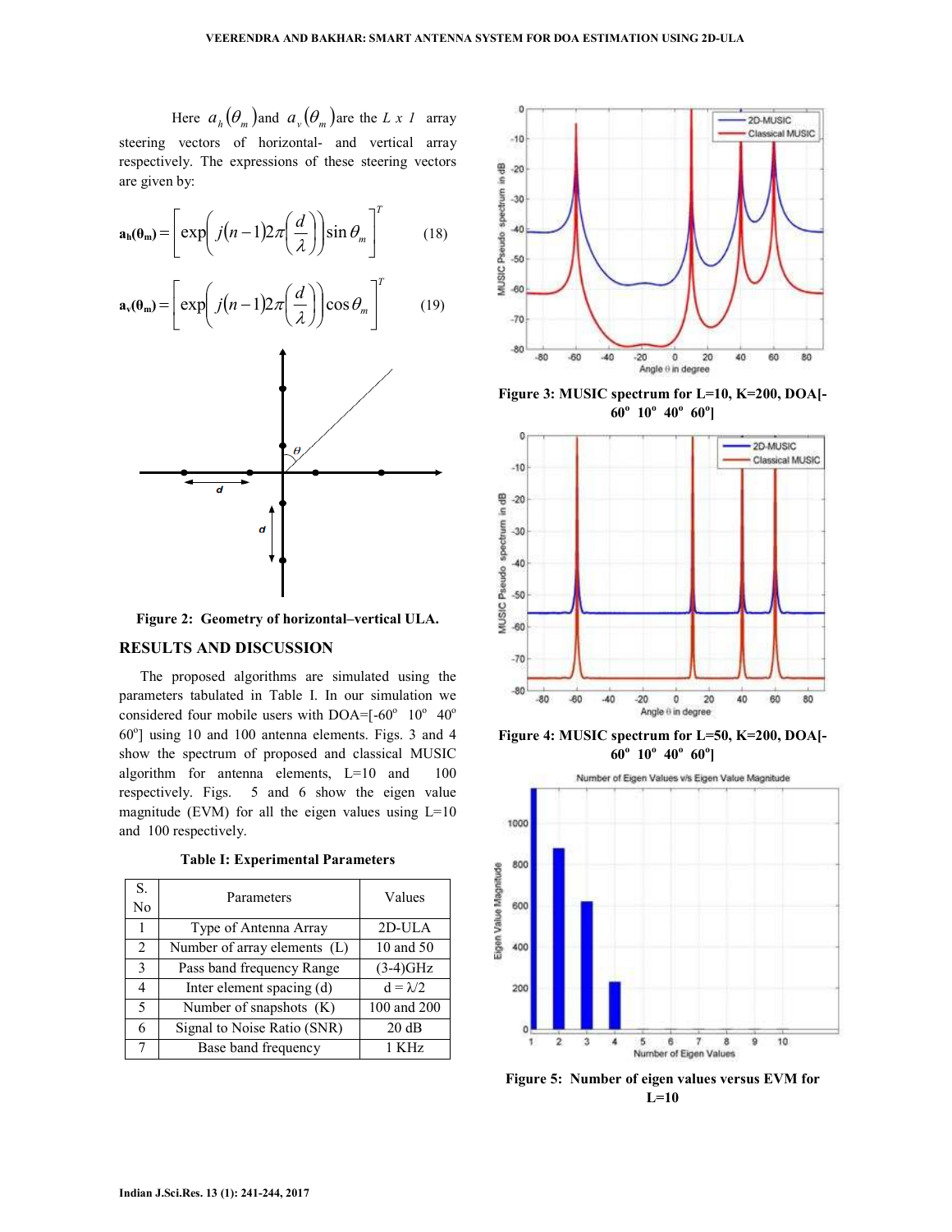Here $a_h(\theta_m)$ and $a_v(\theta_m)$ are the $L \times 1$ array steering vectors of horizontal- and vertical array respectively. The expressions of these steering vectors are given by:

$$\mathbf{a_h(\theta_m)} = \left[ \exp\left( j(n-1)2\pi\left(\frac{d}{\lambda}\right)\right)\sin\theta_m \right]^T \tag{18}$$

$$\mathbf{a_v(\theta_m)} = \left[ \exp\left( j(n-1)2\pi\left(\frac{d}{\lambda}\right)\right)\cos\theta_m \right]^T \tag{19}$$

**Figure 2: Geometry of horizontal–vertical ULA.**

## RESULTS AND DISCUSSION

The proposed algorithms are simulated using the parameters tabulated in Table I. In our simulation we considered four mobile users with DOA=[-60° 10° 40° 60°] using 10 and 100 antenna elements. Figs. 3 and 4 show the spectrum of proposed and classical MUSIC algorithm for antenna elements, L=10 and 100 respectively. Figs. 5 and 6 show the eigen value magnitude (EVM) for all the eigen values using L=10 and 100 respectively.

**Table I: Experimental Parameters**

| S. No | Parameters | Values |
|---|---|---|
| 1 | Type of Antenna Array | 2D-ULA |
| 2 | Number of array elements (L) | 10 and 50 |
| 3 | Pass band frequency Range | (3-4)GHz |
| 4 | Inter element spacing (d) | d = λ/2 |
| 5 | Number of snapshots (K) | 100 and 200 |
| 6 | Signal to Noise Ratio (SNR) | 20 dB |
| 7 | Base band frequency | 1 KHz |

**Figure 3: MUSIC spectrum for L=10, K=200, DOA[-60° 10° 40° 60°]**

**Figure 4: MUSIC spectrum for L=50, K=200, DOA[-60° 10° 40° 60°]**

**Figure 5: Number of eigen values versus EVM for L=10**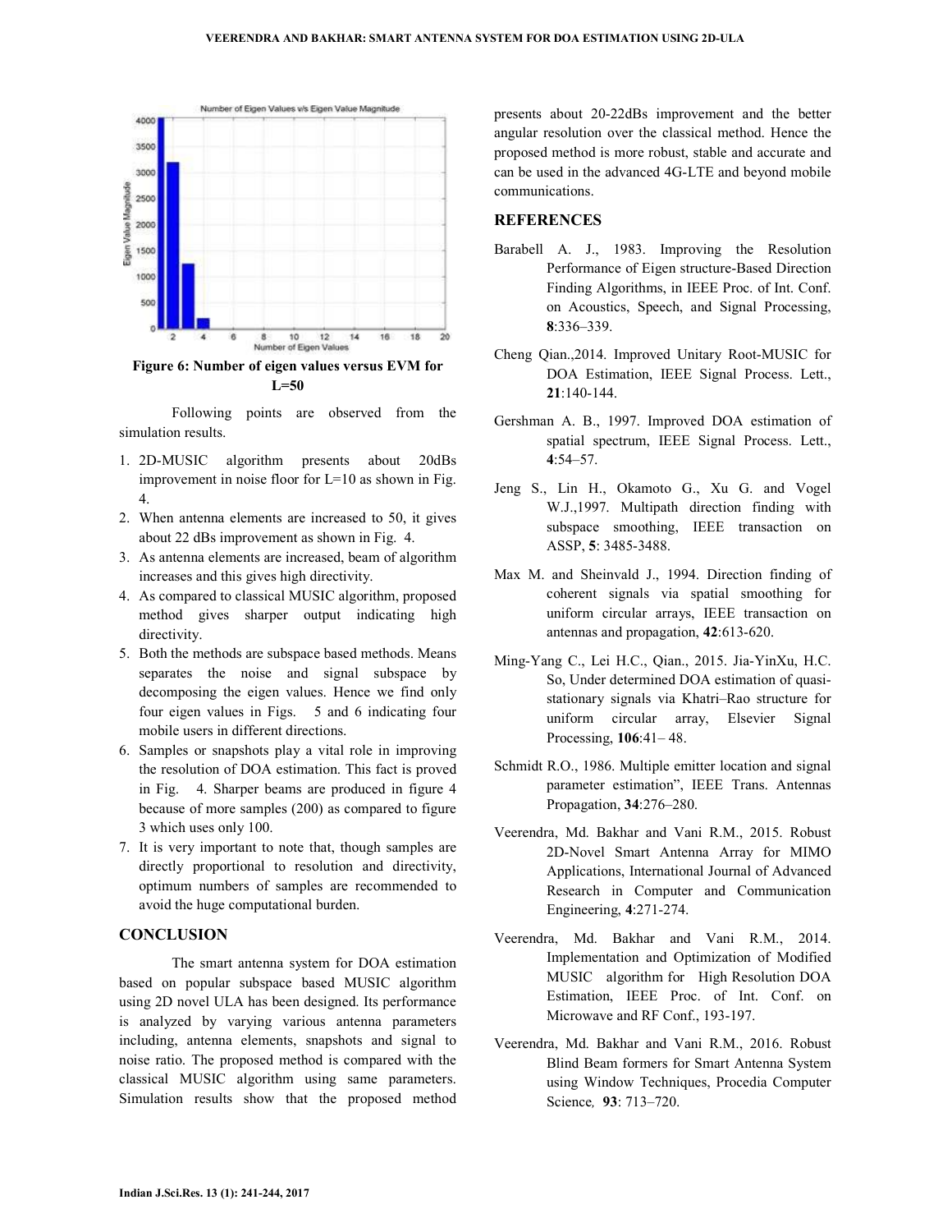Number of Eigen Values v/s Eigen Value Magnitude

Eigen Value Magnitude

4000
3500
3000
2500
2000
1500
1000
500
0

2 4 6 8 10 12 14 16 18 20

Number of Eigen Values

**Figure 6: Number of eigen values versus EVM for L=50**

Following points are observed from the simulation results.

1. 2D-MUSIC algorithm presents about 20dBs improvement in noise floor for L=10 as shown in Fig. 4.
2. When antenna elements are increased to 50, it gives about 22 dBs improvement as shown in Fig. 4.
3. As antenna elements are increased, beam of algorithm increases and this gives high directivity.
4. As compared to classical MUSIC algorithm, proposed method gives sharper output indicating high directivity.
5. Both the methods are subspace based methods. Means separates the noise and signal subspace by decomposing the eigen values. Hence we find only four eigen values in Figs. 5 and 6 indicating four mobile users in different directions.
6. Samples or snapshots play a vital role in improving the resolution of DOA estimation. This fact is proved in Fig. 4. Sharper beams are produced in figure 4 because of more samples (200) as compared to figure 3 which uses only 100.
7. It is very important to note that, though samples are directly proportional to resolution and directivity, optimum numbers of samples are recommended to avoid the huge computational burden.

## CONCLUSION

The smart antenna system for DOA estimation based on popular subspace based MUSIC algorithm using 2D novel ULA has been designed. Its performance is analyzed by varying various antenna parameters including, antenna elements, snapshots and signal to noise ratio. The proposed method is compared with the classical MUSIC algorithm using same parameters. Simulation results show that the proposed method presents about 20-22dBs improvement and the better angular resolution over the classical method. Hence the proposed method is more robust, stable and accurate and can be used in the advanced 4G-LTE and beyond mobile communications.

## REFERENCES

Barabell A. J., 1983. Improving the Resolution Performance of Eigen structure-Based Direction Finding Algorithms, in IEEE Proc. of Int. Conf. on Acoustics, Speech, and Signal Processing, **8**:336–339.

Cheng Qian.,2014. Improved Unitary Root-MUSIC for DOA Estimation, IEEE Signal Process. Lett., **21**:140-144.

Gershman A. B., 1997. Improved DOA estimation of spatial spectrum, IEEE Signal Process. Lett., **4**:54–57.

Jeng S., Lin H., Okamoto G., Xu G. and Vogel W.J.,1997. Multipath direction finding with subspace smoothing, IEEE transaction on ASSP, **5**: 3485-3488.

Max M. and Sheinvald J., 1994. Direction finding of coherent signals via spatial smoothing for uniform circular arrays, IEEE transaction on antennas and propagation, **42**:613-620.

Ming-Yang C., Lei H.C., Qian., 2015. Jia-YinXu, H.C. So, Under determined DOA estimation of quasi-stationary signals via Khatri–Rao structure for uniform circular array, Elsevier Signal Processing, **106**:41– 48.

Schmidt R.O., 1986. Multiple emitter location and signal parameter estimation", IEEE Trans. Antennas Propagation, **34**:276–280.

Veerendra, Md. Bakhar and Vani R.M., 2015. Robust 2D-Novel Smart Antenna Array for MIMO Applications, International Journal of Advanced Research in Computer and Communication Engineering, **4**:271-274.

Veerendra, Md. Bakhar and Vani R.M., 2014. Implementation and Optimization of Modified MUSIC algorithm for High Resolution DOA Estimation, IEEE Proc. of Int. Conf. on Microwave and RF Conf., 193-197.

Veerendra, Md. Bakhar and Vani R.M., 2016. Robust Blind Beam formers for Smart Antenna System using Window Techniques, Procedia Computer Science, **93**: 713–720.